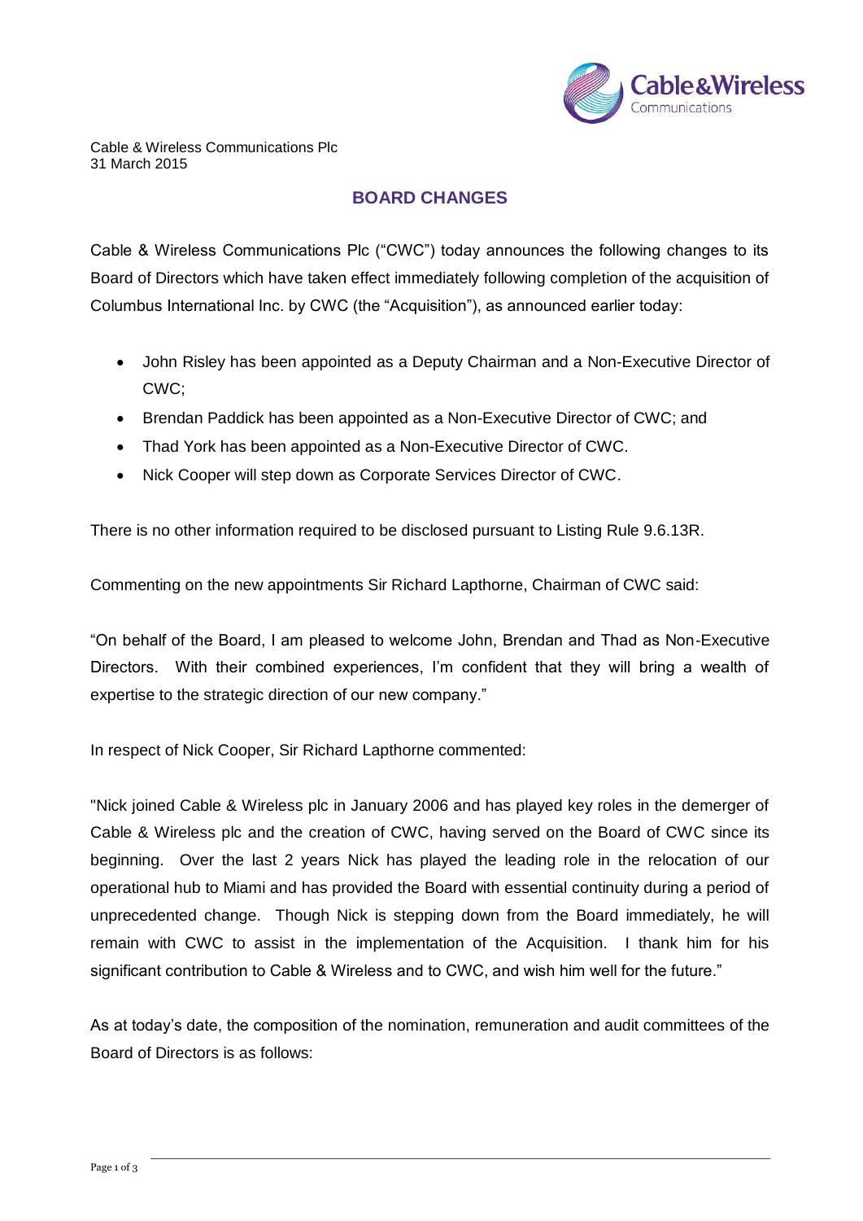Cable & Wireless Communications Plc
31 March 2015

## BOARD CHANGES

Cable & Wireless Communications Plc ("CWC") today announces the following changes to its Board of Directors which have taken effect immediately following completion of the acquisition of Columbus International Inc. by CWC (the "Acquisition"), as announced earlier today:

- John Risley has been appointed as a Deputy Chairman and a Non-Executive Director of CWC;
- Brendan Paddick has been appointed as a Non-Executive Director of CWC; and
- Thad York has been appointed as a Non-Executive Director of CWC.
- Nick Cooper will step down as Corporate Services Director of CWC.

There is no other information required to be disclosed pursuant to Listing Rule 9.6.13R.

Commenting on the new appointments Sir Richard Lapthorne, Chairman of CWC said:

"On behalf of the Board, I am pleased to welcome John, Brendan and Thad as Non-Executive Directors. With their combined experiences, I'm confident that they will bring a wealth of expertise to the strategic direction of our new company."

In respect of Nick Cooper, Sir Richard Lapthorne commented:

"Nick joined Cable & Wireless plc in January 2006 and has played key roles in the demerger of Cable & Wireless plc and the creation of CWC, having served on the Board of CWC since its beginning. Over the last 2 years Nick has played the leading role in the relocation of our operational hub to Miami and has provided the Board with essential continuity during a period of unprecedented change. Though Nick is stepping down from the Board immediately, he will remain with CWC to assist in the implementation of the Acquisition. I thank him for his significant contribution to Cable & Wireless and to CWC, and wish him well for the future."

As at today's date, the composition of the nomination, remuneration and audit committees of the Board of Directors is as follows: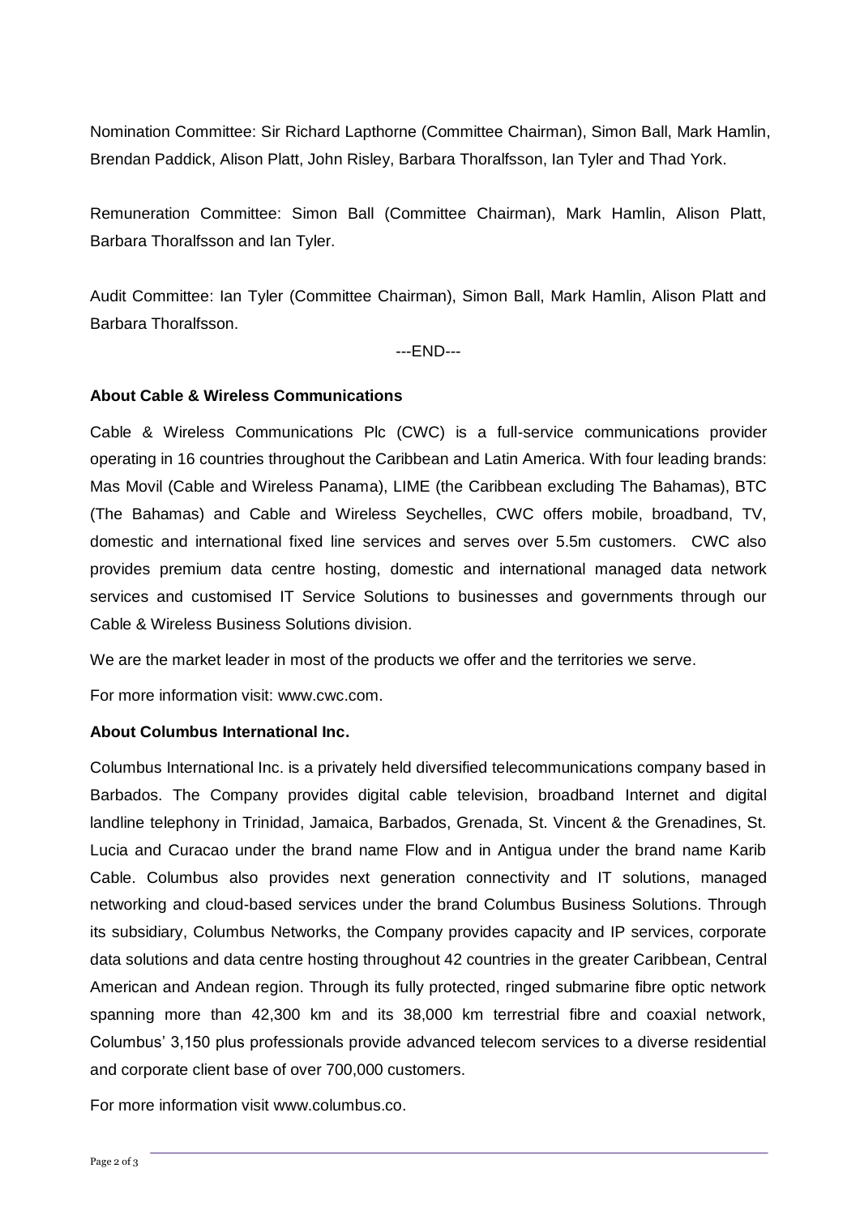Nomination Committee: Sir Richard Lapthorne (Committee Chairman), Simon Ball, Mark Hamlin, Brendan Paddick, Alison Platt, John Risley, Barbara Thoralfsson, Ian Tyler and Thad York.

Remuneration Committee: Simon Ball (Committee Chairman), Mark Hamlin, Alison Platt, Barbara Thoralfsson and Ian Tyler.

Audit Committee: Ian Tyler (Committee Chairman), Simon Ball, Mark Hamlin, Alison Platt and Barbara Thoralfsson.

---END---

**About Cable & Wireless Communications**

Cable & Wireless Communications Plc (CWC) is a full-service communications provider operating in 16 countries throughout the Caribbean and Latin America. With four leading brands: Mas Movil (Cable and Wireless Panama), LIME (the Caribbean excluding The Bahamas), BTC (The Bahamas) and Cable and Wireless Seychelles, CWC offers mobile, broadband, TV, domestic and international fixed line services and serves over 5.5m customers. CWC also provides premium data centre hosting, domestic and international managed data network services and customised IT Service Solutions to businesses and governments through our Cable & Wireless Business Solutions division.

We are the market leader in most of the products we offer and the territories we serve.

For more information visit: www.cwc.com.

**About Columbus International Inc.**

Columbus International Inc. is a privately held diversified telecommunications company based in Barbados. The Company provides digital cable television, broadband Internet and digital landline telephony in Trinidad, Jamaica, Barbados, Grenada, St. Vincent & the Grenadines, St. Lucia and Curacao under the brand name Flow and in Antigua under the brand name Karib Cable. Columbus also provides next generation connectivity and IT solutions, managed networking and cloud-based services under the brand Columbus Business Solutions. Through its subsidiary, Columbus Networks, the Company provides capacity and IP services, corporate data solutions and data centre hosting throughout 42 countries in the greater Caribbean, Central American and Andean region. Through its fully protected, ringed submarine fibre optic network spanning more than 42,300 km and its 38,000 km terrestrial fibre and coaxial network, Columbus' 3,150 plus professionals provide advanced telecom services to a diverse residential and corporate client base of over 700,000 customers.

For more information visit www.columbus.co.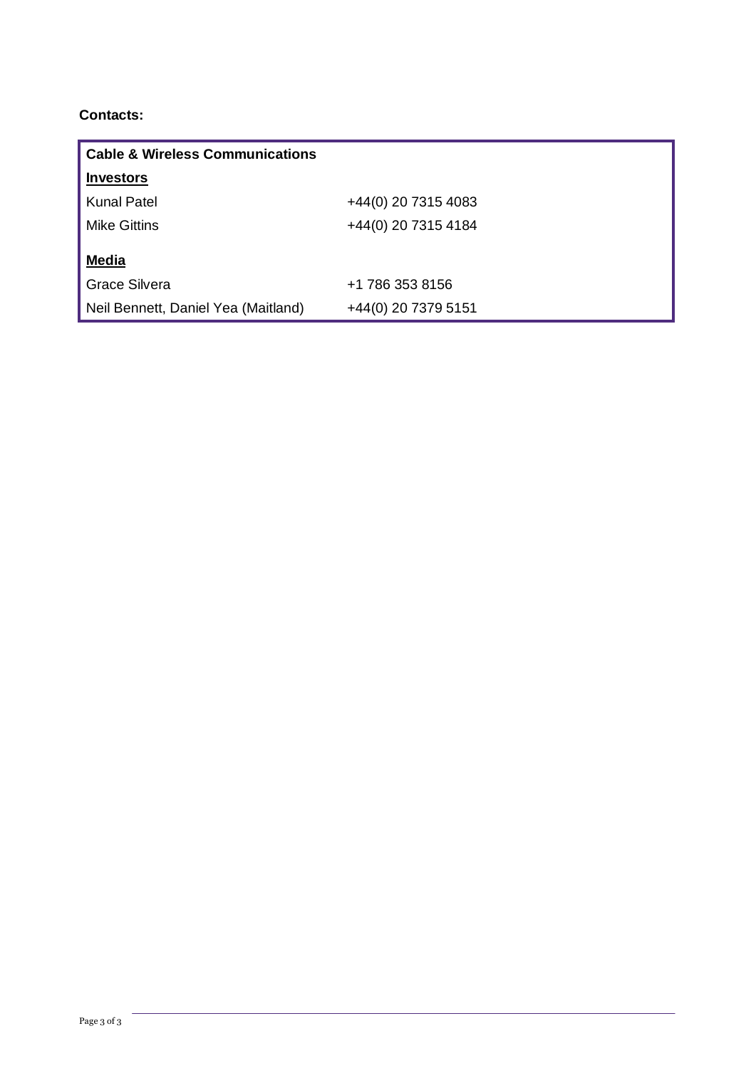**Contacts:**

| | |
|---|---|
| **Cable & Wireless Communications** | |
| **Investors** | |
| Kunal Patel | +44(0) 20 7315 4083 |
| Mike Gittins | +44(0) 20 7315 4184 |
| **Media** | |
| Grace Silvera | +1 786 353 8156 |
| Neil Bennett, Daniel Yea (Maitland) | +44(0) 20 7379 5151 |